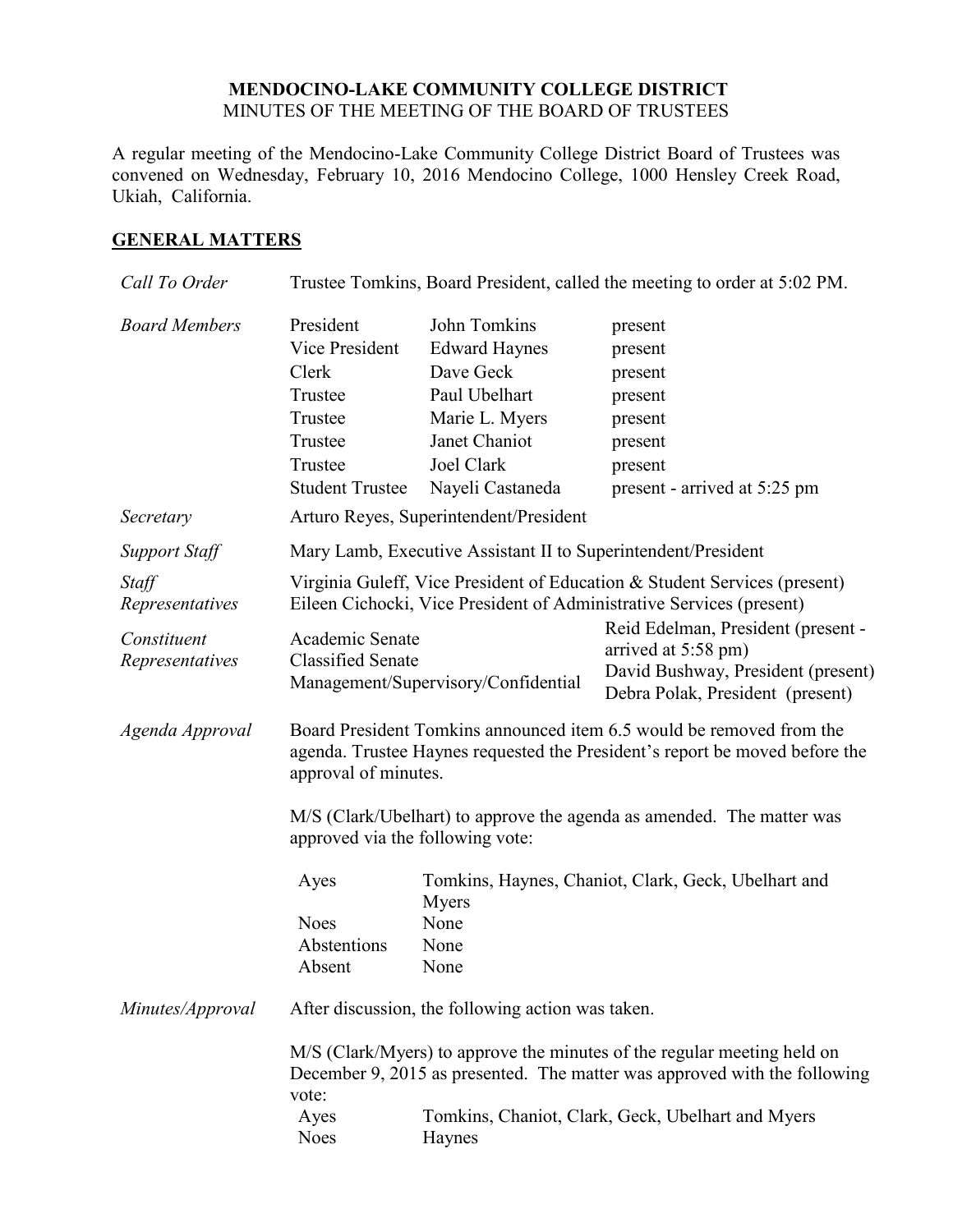**MENDOCINO-LAKE COMMUNITY COLLEGE DISTRICT**
MINUTES OF THE MEETING OF THE BOARD OF TRUSTEES

A regular meeting of the Mendocino-Lake Community College District Board of Trustees was convened on Wednesday, February 10, 2016 Mendocino College, 1000 Hensley Creek Road, Ukiah, California.

## GENERAL MATTERS

*Call To Order* — Trustee Tomkins, Board President, called the meeting to order at 5:02 PM.

*Board Members*

| | | |
|---|---|---|
| President | John Tomkins | present |
| Vice President | Edward Haynes | present |
| Clerk | Dave Geck | present |
| Trustee | Paul Ubelhart | present |
| Trustee | Marie L. Myers | present |
| Trustee | Janet Chaniot | present |
| Trustee | Joel Clark | present |
| Student Trustee | Nayeli Castaneda | present - arrived at 5:25 pm |

*Secretary* — Arturo Reyes, Superintendent/President

*Support Staff* — Mary Lamb, Executive Assistant II to Superintendent/President

*Staff Representatives* — Virginia Guleff, Vice President of Education & Student Services (present)
Eileen Cichocki, Vice President of Administrative Services (present)

*Constituent Representatives*

| | |
|---|---|
| Academic Senate | Reid Edelman, President (present - arrived at 5:58 pm) |
| Classified Senate | David Bushway, President (present) |
| Management/Supervisory/Confidential | Debra Polak, President (present) |

*Agenda Approval* — Board President Tomkins announced item 6.5 would be removed from the agenda. Trustee Haynes requested the President's report be moved before the approval of minutes.

M/S (Clark/Ubelhart) to approve the agenda as amended. The matter was approved via the following vote:

| | |
|---|---|
| Ayes | Tomkins, Haynes, Chaniot, Clark, Geck, Ubelhart and Myers |
| Noes | None |
| Abstentions | None |
| Absent | None |

*Minutes/Approval* — After discussion, the following action was taken.

M/S (Clark/Myers) to approve the minutes of the regular meeting held on December 9, 2015 as presented. The matter was approved with the following vote:

| | |
|---|---|
| Ayes | Tomkins, Chaniot, Clark, Geck, Ubelhart and Myers |
| Noes | Haynes |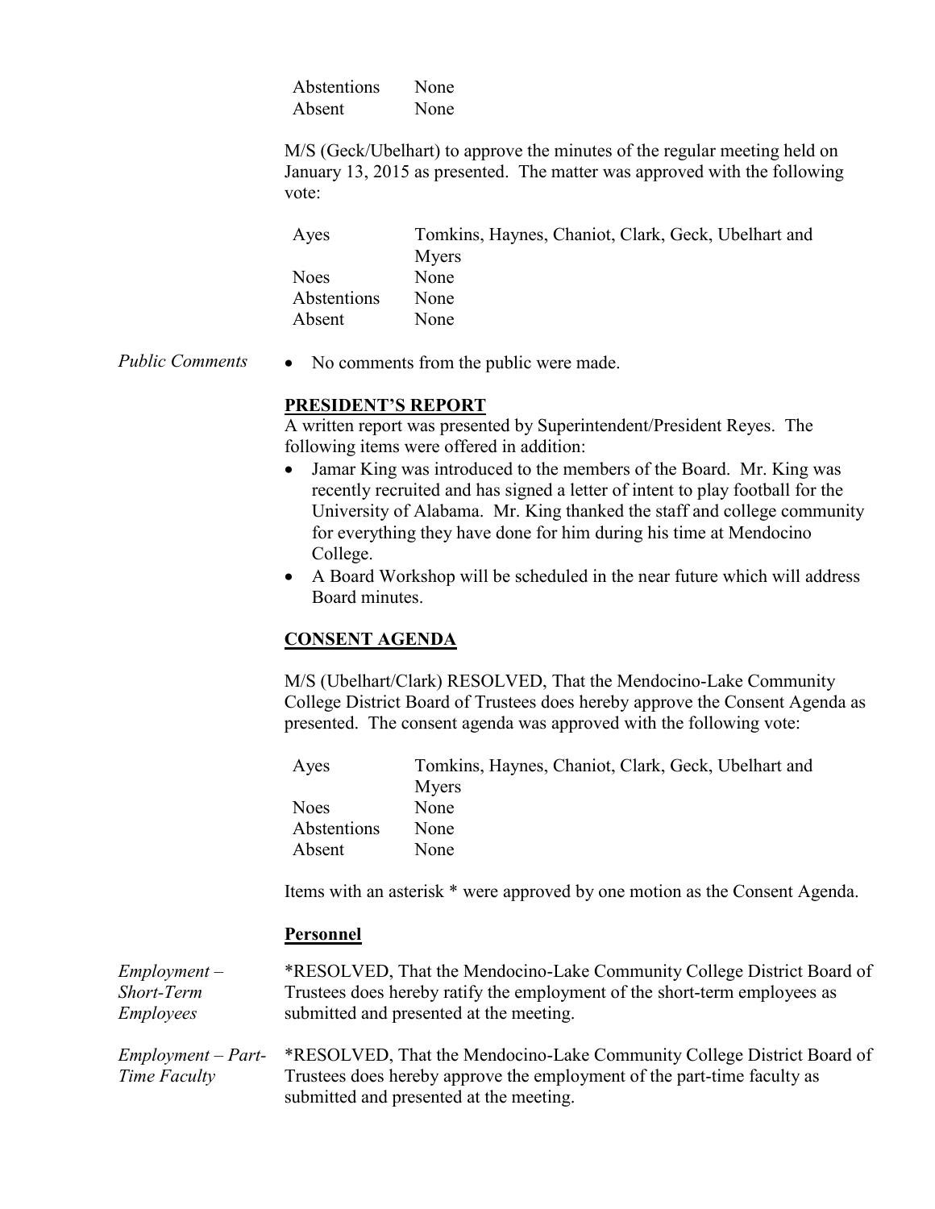| | |
|---|---|
| Abstentions | None |
| Absent | None |

M/S (Geck/Ubelhart) to approve the minutes of the regular meeting held on January 13, 2015 as presented. The matter was approved with the following vote:

| | |
|---|---|
| Ayes | Tomkins, Haynes, Chaniot, Clark, Geck, Ubelhart and Myers |
| Noes | None |
| Abstentions | None |
| Absent | None |

*Public Comments*

- No comments from the public were made.

**PRESIDENT'S REPORT**

A written report was presented by Superintendent/President Reyes. The following items were offered in addition:

- Jamar King was introduced to the members of the Board. Mr. King was recently recruited and has signed a letter of intent to play football for the University of Alabama. Mr. King thanked the staff and college community for everything they have done for him during his time at Mendocino College.
- A Board Workshop will be scheduled in the near future which will address Board minutes.

**CONSENT AGENDA**

M/S (Ubelhart/Clark) RESOLVED, That the Mendocino-Lake Community College District Board of Trustees does hereby approve the Consent Agenda as presented. The consent agenda was approved with the following vote:

| | |
|---|---|
| Ayes | Tomkins, Haynes, Chaniot, Clark, Geck, Ubelhart and Myers |
| Noes | None |
| Abstentions | None |
| Absent | None |

Items with an asterisk * were approved by one motion as the Consent Agenda.

**Personnel**

*Employment – Short-Term Employees*

*RESOLVED, That the Mendocino-Lake Community College District Board of Trustees does hereby ratify the employment of the short-term employees as submitted and presented at the meeting.

*Employment – Part-Time Faculty*

*RESOLVED, That the Mendocino-Lake Community College District Board of Trustees does hereby approve the employment of the part-time faculty as submitted and presented at the meeting.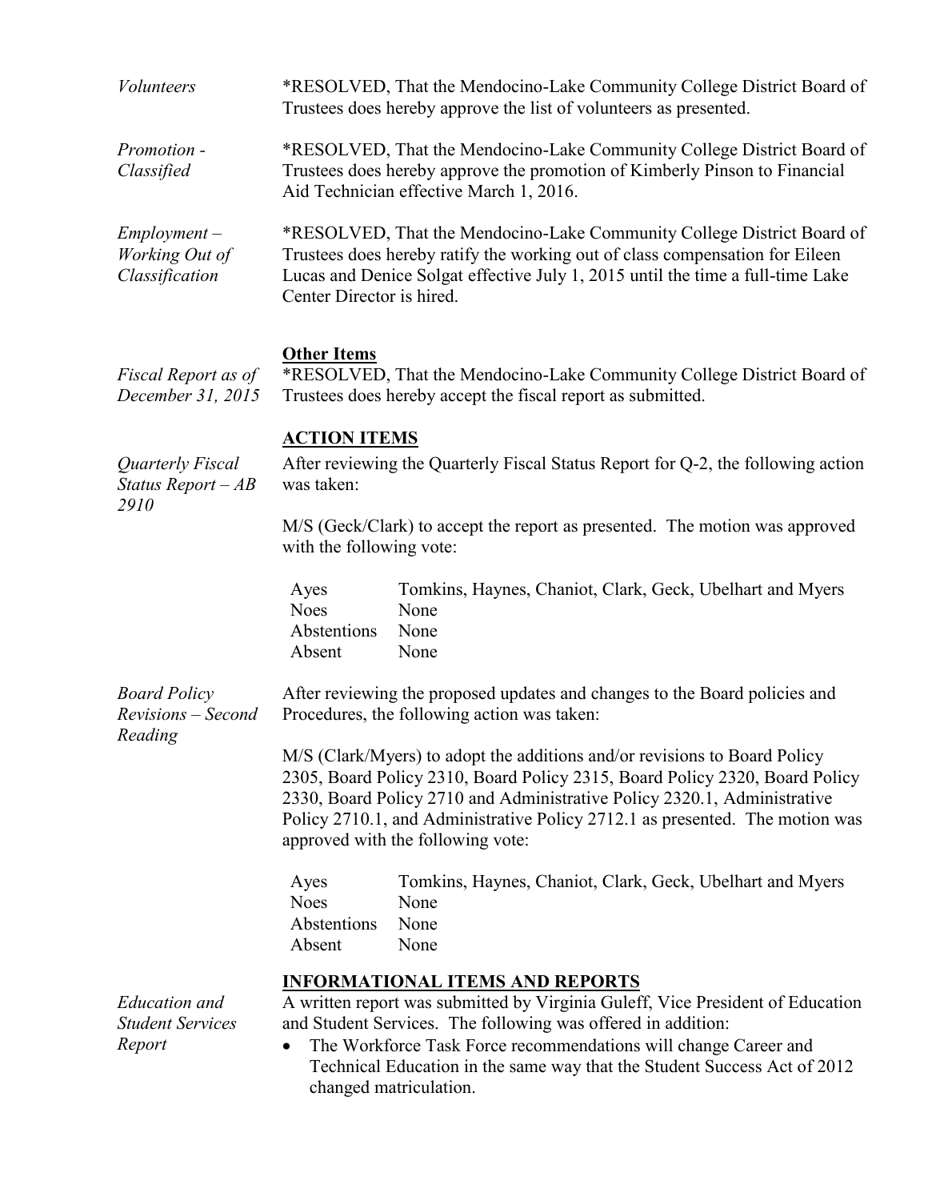*Volunteers*

*RESOLVED, That the Mendocino-Lake Community College District Board of Trustees does hereby approve the list of volunteers as presented.

*Promotion - Classified*

*RESOLVED, That the Mendocino-Lake Community College District Board of Trustees does hereby approve the promotion of Kimberly Pinson to Financial Aid Technician effective March 1, 2016.

*Employment – Working Out of Classification*

*RESOLVED, That the Mendocino-Lake Community College District Board of Trustees does hereby ratify the working out of class compensation for Eileen Lucas and Denice Solgat effective July 1, 2015 until the time a full-time Lake Center Director is hired.

**Other Items**

*Fiscal Report as of December 31, 2015*

*RESOLVED, That the Mendocino-Lake Community College District Board of Trustees does hereby accept the fiscal report as submitted.

**ACTION ITEMS**

*Quarterly Fiscal Status Report – AB 2910*

After reviewing the Quarterly Fiscal Status Report for Q-2, the following action was taken:

M/S (Geck/Clark) to accept the report as presented. The motion was approved with the following vote:

| | |
|---|---|
| Ayes | Tomkins, Haynes, Chaniot, Clark, Geck, Ubelhart and Myers |
| Noes | None |
| Abstentions | None |
| Absent | None |

*Board Policy Revisions – Second Reading*

After reviewing the proposed updates and changes to the Board policies and Procedures, the following action was taken:

M/S (Clark/Myers) to adopt the additions and/or revisions to Board Policy 2305, Board Policy 2310, Board Policy 2315, Board Policy 2320, Board Policy 2330, Board Policy 2710 and Administrative Policy 2320.1, Administrative Policy 2710.1, and Administrative Policy 2712.1 as presented. The motion was approved with the following vote:

| | |
|---|---|
| Ayes | Tomkins, Haynes, Chaniot, Clark, Geck, Ubelhart and Myers |
| Noes | None |
| Abstentions | None |
| Absent | None |

**INFORMATIONAL ITEMS AND REPORTS**

*Education and Student Services Report*

A written report was submitted by Virginia Guleff, Vice President of Education and Student Services. The following was offered in addition:

- The Workforce Task Force recommendations will change Career and Technical Education in the same way that the Student Success Act of 2012 changed matriculation.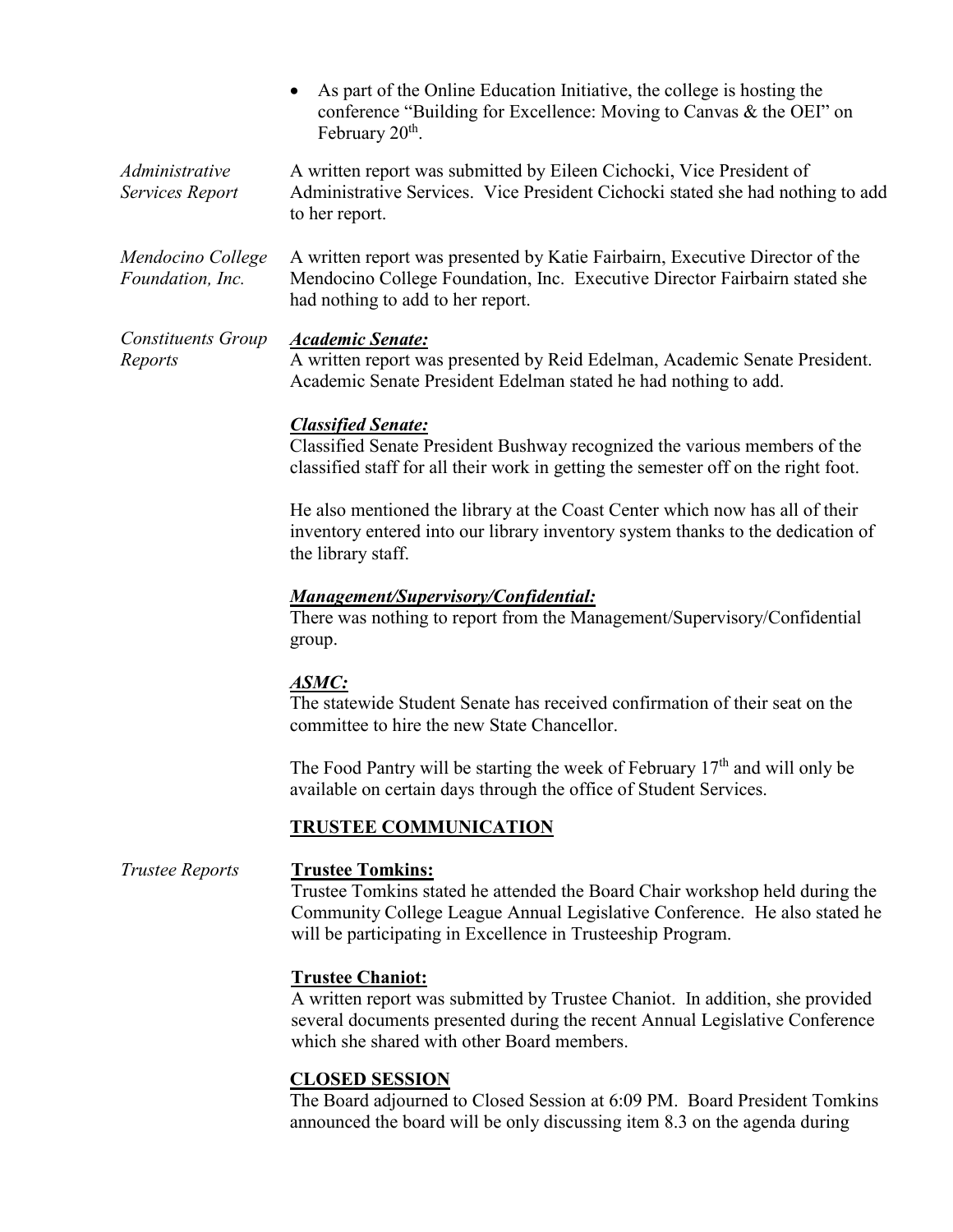- As part of the Online Education Initiative, the college is hosting the conference "Building for Excellence: Moving to Canvas & the OEI" on February 20th.

*Administrative Services Report*

A written report was submitted by Eileen Cichocki, Vice President of Administrative Services. Vice President Cichocki stated she had nothing to add to her report.

*Mendocino College Foundation, Inc.*

A written report was presented by Katie Fairbairn, Executive Director of the Mendocino College Foundation, Inc. Executive Director Fairbairn stated she had nothing to add to her report.

*Constituents Group Reports*

***Academic Senate:***

A written report was presented by Reid Edelman, Academic Senate President. Academic Senate President Edelman stated he had nothing to add.

***Classified Senate:***

Classified Senate President Bushway recognized the various members of the classified staff for all their work in getting the semester off on the right foot.

He also mentioned the library at the Coast Center which now has all of their inventory entered into our library inventory system thanks to the dedication of the library staff.

***Management/Supervisory/Confidential:***

There was nothing to report from the Management/Supervisory/Confidential group.

***ASMC:***

The statewide Student Senate has received confirmation of their seat on the committee to hire the new State Chancellor.

The Food Pantry will be starting the week of February 17th and will only be available on certain days through the office of Student Services.

## TRUSTEE COMMUNICATION

*Trustee Reports*

**Trustee Tomkins:**

Trustee Tomkins stated he attended the Board Chair workshop held during the Community College League Annual Legislative Conference. He also stated he will be participating in Excellence in Trusteeship Program.

**Trustee Chaniot:**

A written report was submitted by Trustee Chaniot. In addition, she provided several documents presented during the recent Annual Legislative Conference which she shared with other Board members.

## CLOSED SESSION

The Board adjourned to Closed Session at 6:09 PM. Board President Tomkins announced the board will be only discussing item 8.3 on the agenda during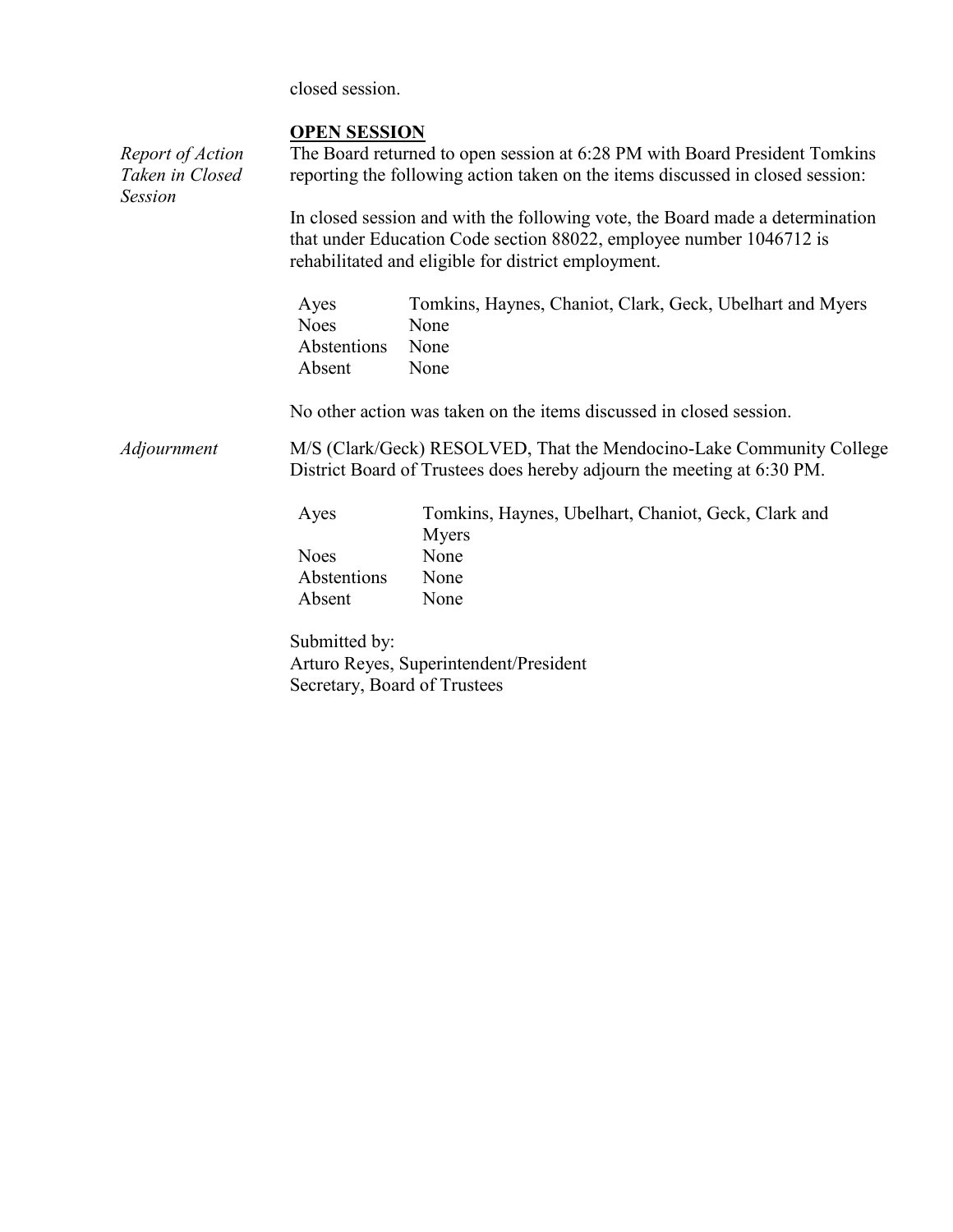closed session.

**OPEN SESSION**

*Report of Action Taken in Closed Session*

The Board returned to open session at 6:28 PM with Board President Tomkins reporting the following action taken on the items discussed in closed session:

In closed session and with the following vote, the Board made a determination that under Education Code section 88022, employee number 1046712 is rehabilitated and eligible for district employment.

| | |
|---|---|
| Ayes | Tomkins, Haynes, Chaniot, Clark, Geck, Ubelhart and Myers |
| Noes | None |
| Abstentions | None |
| Absent | None |

No other action was taken on the items discussed in closed session.

*Adjournment*

M/S (Clark/Geck) RESOLVED, That the Mendocino-Lake Community College District Board of Trustees does hereby adjourn the meeting at 6:30 PM.

| | |
|---|---|
| Ayes | Tomkins, Haynes, Ubelhart, Chaniot, Geck, Clark and Myers |
| Noes | None |
| Abstentions | None |
| Absent | None |

Submitted by:
Arturo Reyes, Superintendent/President
Secretary, Board of Trustees